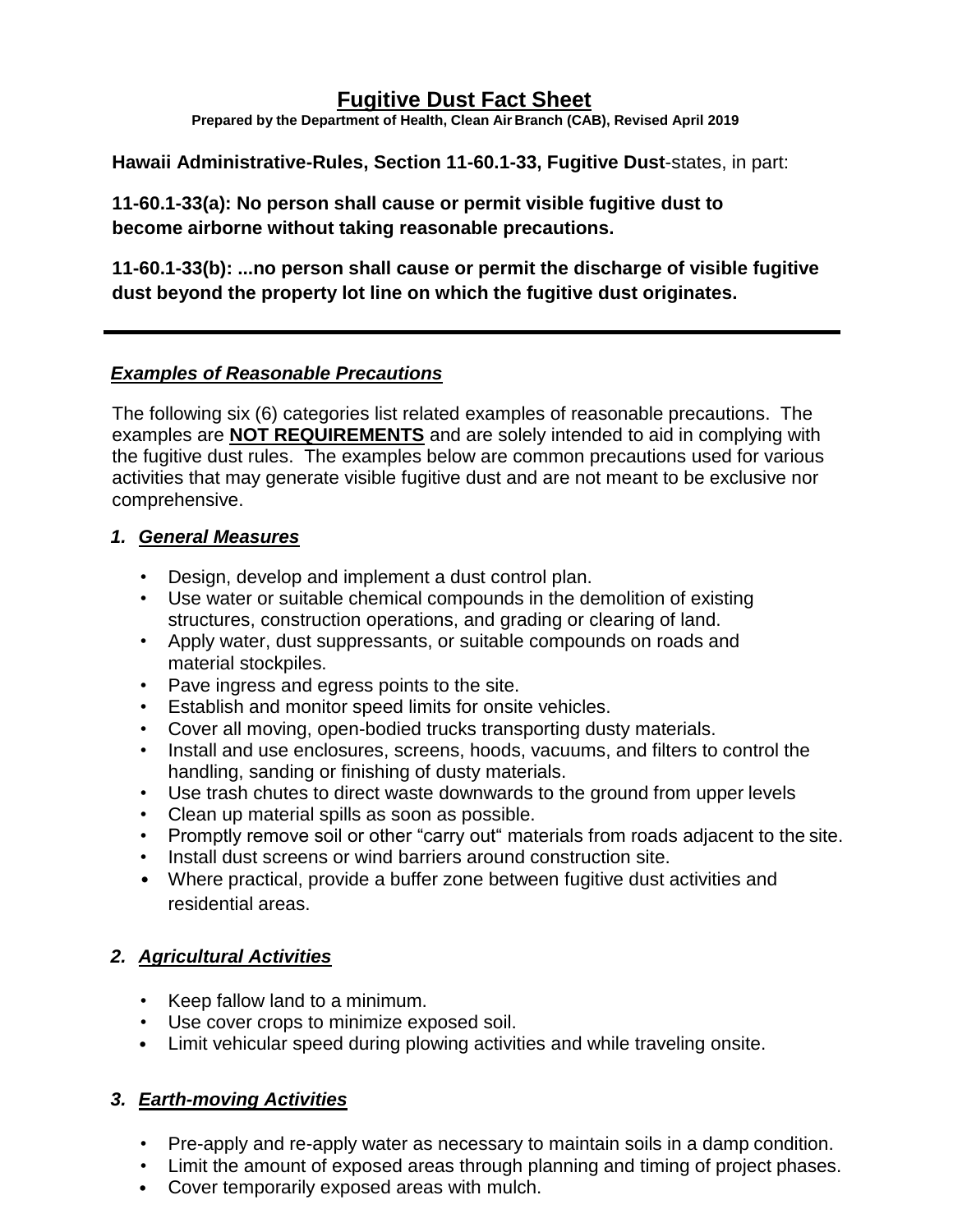# Fugitive Dust Fact Sheet

**Prepared by the Department of Health, Clean Air Branch (CAB), Revised April 2019**

**Hawaii Administrative-Rules, Section 11-60.1-33, Fugitive Dust**-states, in part:

**11-60.1-33(a): No person shall cause or permit visible fugitive dust to become airborne without taking reasonable precautions.**

**11-60.1-33(b): ...no person shall cause or permit the discharge of visible fugitive dust beyond the property lot line on which the fugitive dust originates.**

---

## ***Examples of Reasonable Precautions***

The following six (6) categories list related examples of reasonable precautions. The examples are **NOT REQUIREMENTS** and are solely intended to aid in complying with the fugitive dust rules. The examples below are common precautions used for various activities that may generate visible fugitive dust and are not meant to be exclusive nor comprehensive.

### ***1. General Measures***

- Design, develop and implement a dust control plan.
- Use water or suitable chemical compounds in the demolition of existing structures, construction operations, and grading or clearing of land.
- Apply water, dust suppressants, or suitable compounds on roads and material stockpiles.
- Pave ingress and egress points to the site.
- Establish and monitor speed limits for onsite vehicles.
- Cover all moving, open-bodied trucks transporting dusty materials.
- Install and use enclosures, screens, hoods, vacuums, and filters to control the handling, sanding or finishing of dusty materials.
- Use trash chutes to direct waste downwards to the ground from upper levels
- Clean up material spills as soon as possible.
- Promptly remove soil or other "carry out" materials from roads adjacent to the site.
- Install dust screens or wind barriers around construction site.
- Where practical, provide a buffer zone between fugitive dust activities and residential areas.

### ***2. Agricultural Activities***

- Keep fallow land to a minimum.
- Use cover crops to minimize exposed soil.
- Limit vehicular speed during plowing activities and while traveling onsite.

### ***3. Earth-moving Activities***

- Pre-apply and re-apply water as necessary to maintain soils in a damp condition.
- Limit the amount of exposed areas through planning and timing of project phases.
- Cover temporarily exposed areas with mulch.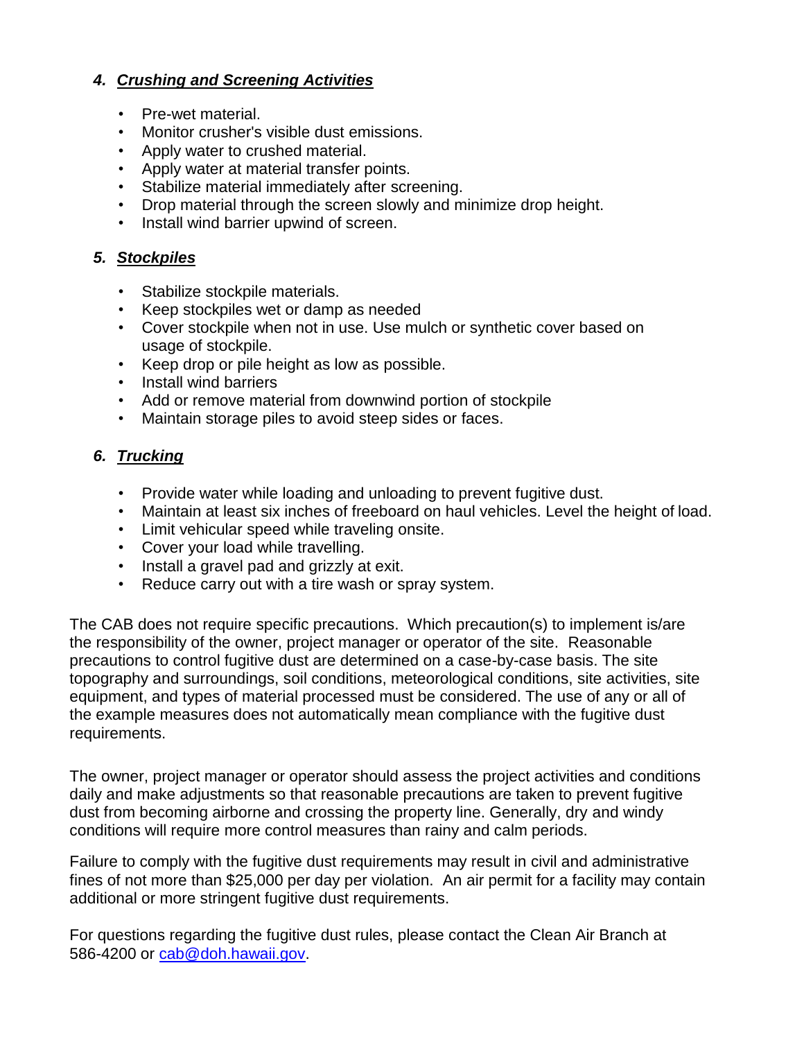### 4. ***Crushing and Screening Activities***

- Pre-wet material.
- Monitor crusher's visible dust emissions.
- Apply water to crushed material.
- Apply water at material transfer points.
- Stabilize material immediately after screening.
- Drop material through the screen slowly and minimize drop height.
- Install wind barrier upwind of screen.

### 5. ***Stockpiles***

- Stabilize stockpile materials.
- Keep stockpiles wet or damp as needed
- Cover stockpile when not in use. Use mulch or synthetic cover based on usage of stockpile.
- Keep drop or pile height as low as possible.
- Install wind barriers
- Add or remove material from downwind portion of stockpile
- Maintain storage piles to avoid steep sides or faces.

### 6. ***Trucking***

- Provide water while loading and unloading to prevent fugitive dust.
- Maintain at least six inches of freeboard on haul vehicles. Level the height of load.
- Limit vehicular speed while traveling onsite.
- Cover your load while travelling.
- Install a gravel pad and grizzly at exit.
- Reduce carry out with a tire wash or spray system.

The CAB does not require specific precautions. Which precaution(s) to implement is/are the responsibility of the owner, project manager or operator of the site. Reasonable precautions to control fugitive dust are determined on a case-by-case basis. The site topography and surroundings, soil conditions, meteorological conditions, site activities, site equipment, and types of material processed must be considered. The use of any or all of the example measures does not automatically mean compliance with the fugitive dust requirements.

The owner, project manager or operator should assess the project activities and conditions daily and make adjustments so that reasonable precautions are taken to prevent fugitive dust from becoming airborne and crossing the property line. Generally, dry and windy conditions will require more control measures than rainy and calm periods.

Failure to comply with the fugitive dust requirements may result in civil and administrative fines of not more than $25,000 per day per violation. An air permit for a facility may contain additional or more stringent fugitive dust requirements.

For questions regarding the fugitive dust rules, please contact the Clean Air Branch at 586-4200 or [cab@doh.hawaii.gov](mailto:cab@doh.hawaii.gov).